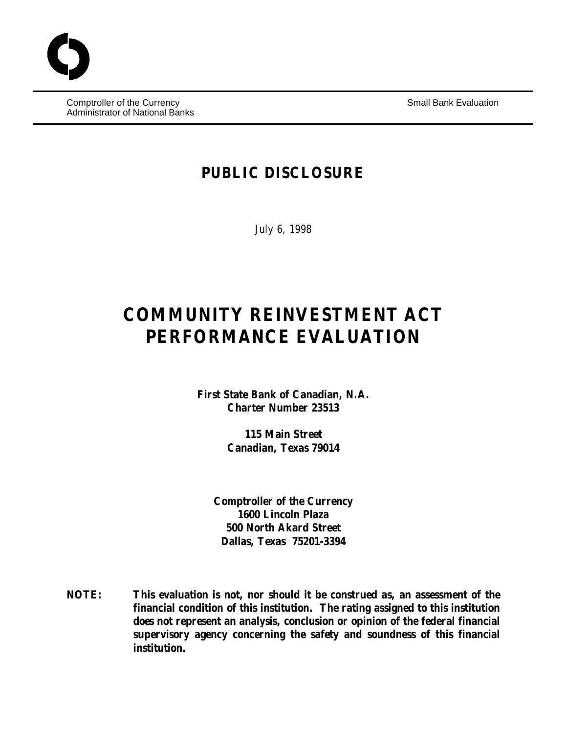Comptroller of the Currency
Administrator of National Banks

Small Bank Evaluation

# PUBLIC DISCLOSURE

*July 6, 1998*

# COMMUNITY REINVESTMENT ACT PERFORMANCE EVALUATION

**First State Bank of Canadian, N.A.**
**Charter Number 23513**

**115 Main Street**
**Canadian, Texas 79014**

**Comptroller of the Currency**
**1600 Lincoln Plaza**
**500 North Akard Street**
**Dallas, Texas 75201-3394**

**NOTE: This evaluation is not, nor should it be construed as, an assessment of the financial condition of this institution. The rating assigned to this institution does not represent an analysis, conclusion or opinion of the federal financial supervisory agency concerning the safety and soundness of this financial institution.**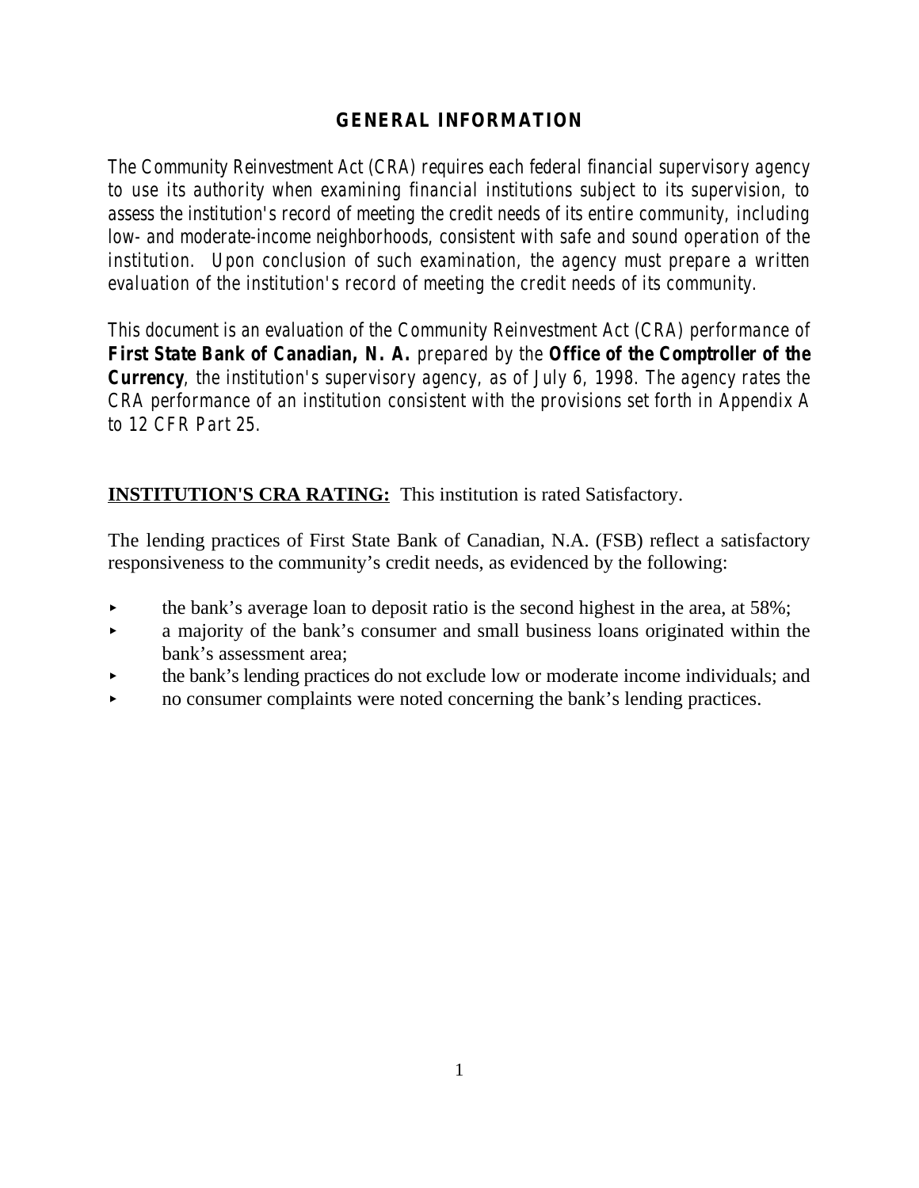## GENERAL INFORMATION

*The Community Reinvestment Act (CRA) requires each federal financial supervisory agency to use its authority when examining financial institutions subject to its supervision, to assess the institution's record of meeting the credit needs of its entire community, including low- and moderate-income neighborhoods, consistent with safe and sound operation of the institution. Upon conclusion of such examination, the agency must prepare a written evaluation of the institution's record of meeting the credit needs of its community.*

*This document is an evaluation of the Community Reinvestment Act (CRA) performance of* ***First State Bank of Canadian, N. A.*** *prepared by the* ***Office of the Comptroller of the Currency****, the institution's supervisory agency, as of July 6, 1998. The agency rates the CRA performance of an institution consistent with the provisions set forth in Appendix A to 12 CFR Part 25.*

**INSTITUTION'S CRA RATING:** This institution is rated Satisfactory.

The lending practices of First State Bank of Canadian, N.A. (FSB) reflect a satisfactory responsiveness to the community's credit needs, as evidenced by the following:

- the bank's average loan to deposit ratio is the second highest in the area, at 58%;
- a majority of the bank's consumer and small business loans originated within the bank's assessment area;
- the bank's lending practices do not exclude low or moderate income individuals; and
- no consumer complaints were noted concerning the bank's lending practices.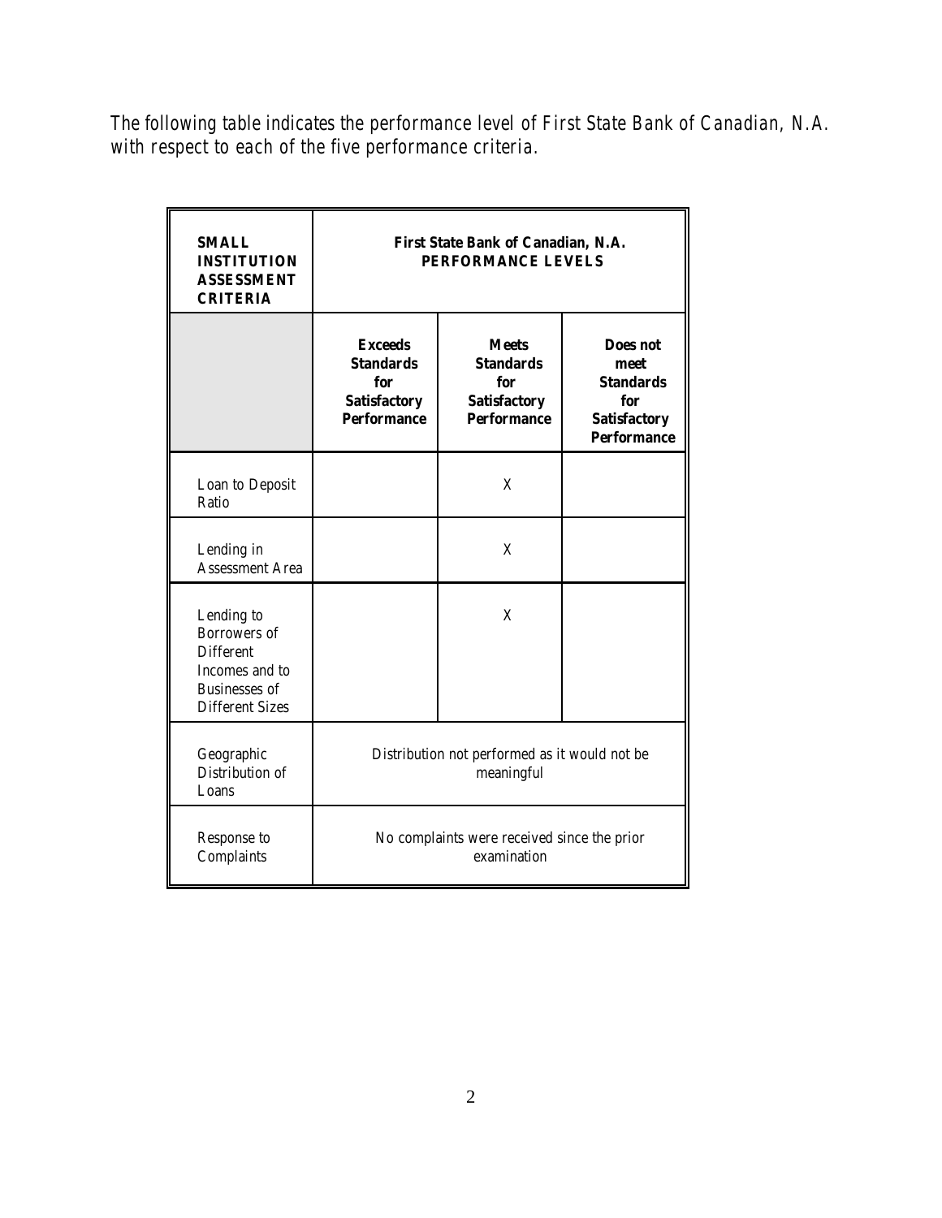The following table indicates the performance level of First State Bank of Canadian, N.A. with respect to each of the five performance criteria.

| **SMALL INSTITUTION ASSESSMENT CRITERIA** | **First State Bank of Canadian, N.A. PERFORMANCE LEVELS** | | |
|---|---|---|---|
| | **Exceeds Standards for Satisfactory Performance** | **Meets Standards for Satisfactory Performance** | **Does not meet Standards for Satisfactory Performance** |
| Loan to Deposit Ratio | | X | |
| Lending in Assessment Area | | X | |
| Lending to Borrowers of Different Incomes and to Businesses of Different Sizes | | X | |
| Geographic Distribution of Loans | Distribution not performed as it would not be meaningful | | |
| Response to Complaints | No complaints were received since the prior examination | | |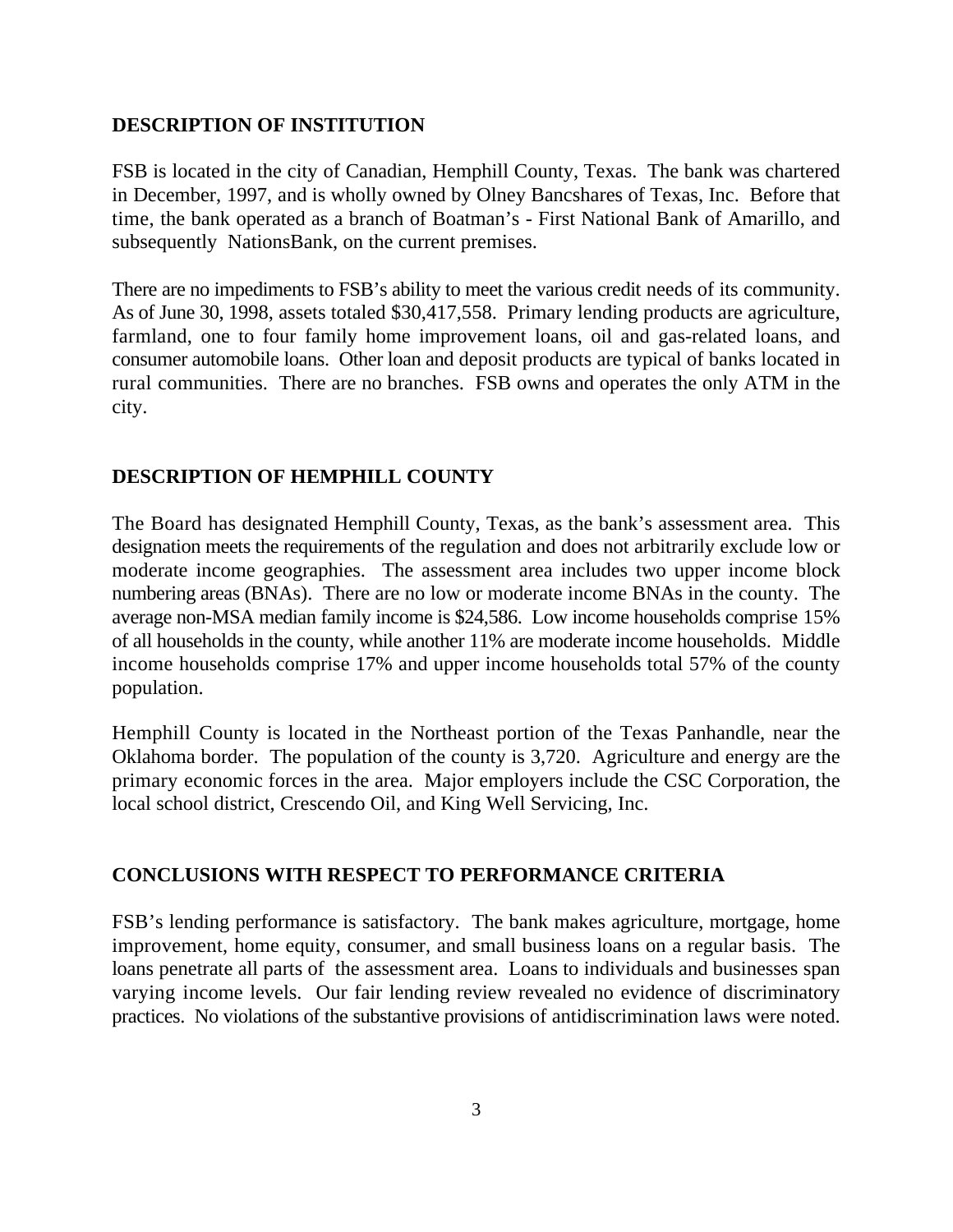## DESCRIPTION OF INSTITUTION

FSB is located in the city of Canadian, Hemphill County, Texas. The bank was chartered in December, 1997, and is wholly owned by Olney Bancshares of Texas, Inc. Before that time, the bank operated as a branch of Boatman's - First National Bank of Amarillo, and subsequently NationsBank, on the current premises.

There are no impediments to FSB's ability to meet the various credit needs of its community. As of June 30, 1998, assets totaled $30,417,558. Primary lending products are agriculture, farmland, one to four family home improvement loans, oil and gas-related loans, and consumer automobile loans. Other loan and deposit products are typical of banks located in rural communities. There are no branches. FSB owns and operates the only ATM in the city.

## DESCRIPTION OF HEMPHILL COUNTY

The Board has designated Hemphill County, Texas, as the bank's assessment area. This designation meets the requirements of the regulation and does not arbitrarily exclude low or moderate income geographies. The assessment area includes two upper income block numbering areas (BNAs). There are no low or moderate income BNAs in the county. The average non-MSA median family income is $24,586. Low income households comprise 15% of all households in the county, while another 11% are moderate income households. Middle income households comprise 17% and upper income households total 57% of the county population.

Hemphill County is located in the Northeast portion of the Texas Panhandle, near the Oklahoma border. The population of the county is 3,720. Agriculture and energy are the primary economic forces in the area. Major employers include the CSC Corporation, the local school district, Crescendo Oil, and King Well Servicing, Inc.

## CONCLUSIONS WITH RESPECT TO PERFORMANCE CRITERIA

FSB's lending performance is satisfactory. The bank makes agriculture, mortgage, home improvement, home equity, consumer, and small business loans on a regular basis. The loans penetrate all parts of the assessment area. Loans to individuals and businesses span varying income levels. Our fair lending review revealed no evidence of discriminatory practices. No violations of the substantive provisions of antidiscrimination laws were noted.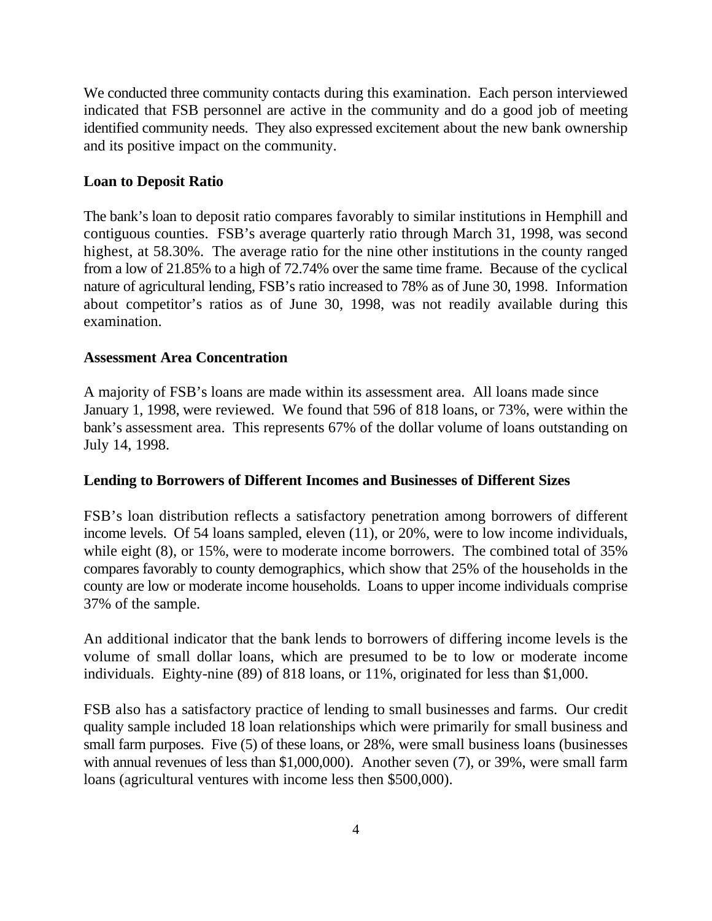We conducted three community contacts during this examination. Each person interviewed indicated that FSB personnel are active in the community and do a good job of meeting identified community needs. They also expressed excitement about the new bank ownership and its positive impact on the community.

**Loan to Deposit Ratio**

The bank's loan to deposit ratio compares favorably to similar institutions in Hemphill and contiguous counties. FSB's average quarterly ratio through March 31, 1998, was second highest, at 58.30%. The average ratio for the nine other institutions in the county ranged from a low of 21.85% to a high of 72.74% over the same time frame. Because of the cyclical nature of agricultural lending, FSB's ratio increased to 78% as of June 30, 1998. Information about competitor's ratios as of June 30, 1998, was not readily available during this examination.

**Assessment Area Concentration**

A majority of FSB's loans are made within its assessment area. All loans made since January 1, 1998, were reviewed. We found that 596 of 818 loans, or 73%, were within the bank's assessment area. This represents 67% of the dollar volume of loans outstanding on July 14, 1998.

**Lending to Borrowers of Different Incomes and Businesses of Different Sizes**

FSB's loan distribution reflects a satisfactory penetration among borrowers of different income levels. Of 54 loans sampled, eleven (11), or 20%, were to low income individuals, while eight (8), or 15%, were to moderate income borrowers. The combined total of 35% compares favorably to county demographics, which show that 25% of the households in the county are low or moderate income households. Loans to upper income individuals comprise 37% of the sample.

An additional indicator that the bank lends to borrowers of differing income levels is the volume of small dollar loans, which are presumed to be to low or moderate income individuals. Eighty-nine (89) of 818 loans, or 11%, originated for less than $1,000.

FSB also has a satisfactory practice of lending to small businesses and farms. Our credit quality sample included 18 loan relationships which were primarily for small business and small farm purposes. Five (5) of these loans, or 28%, were small business loans (businesses with annual revenues of less than $1,000,000). Another seven (7), or 39%, were small farm loans (agricultural ventures with income less then $500,000).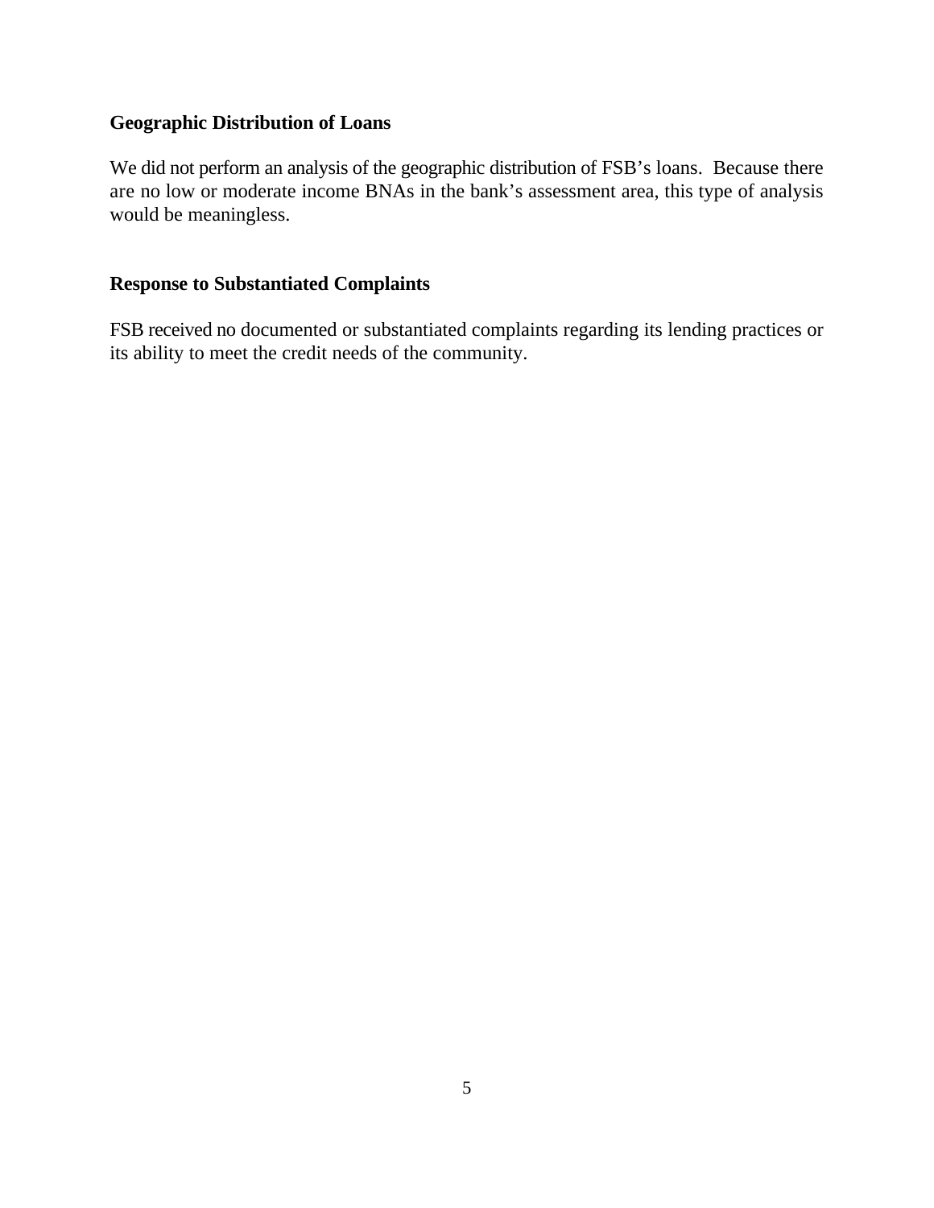### Geographic Distribution of Loans

We did not perform an analysis of the geographic distribution of FSB's loans. Because there are no low or moderate income BNAs in the bank's assessment area, this type of analysis would be meaningless.

### Response to Substantiated Complaints

FSB received no documented or substantiated complaints regarding its lending practices or its ability to meet the credit needs of the community.